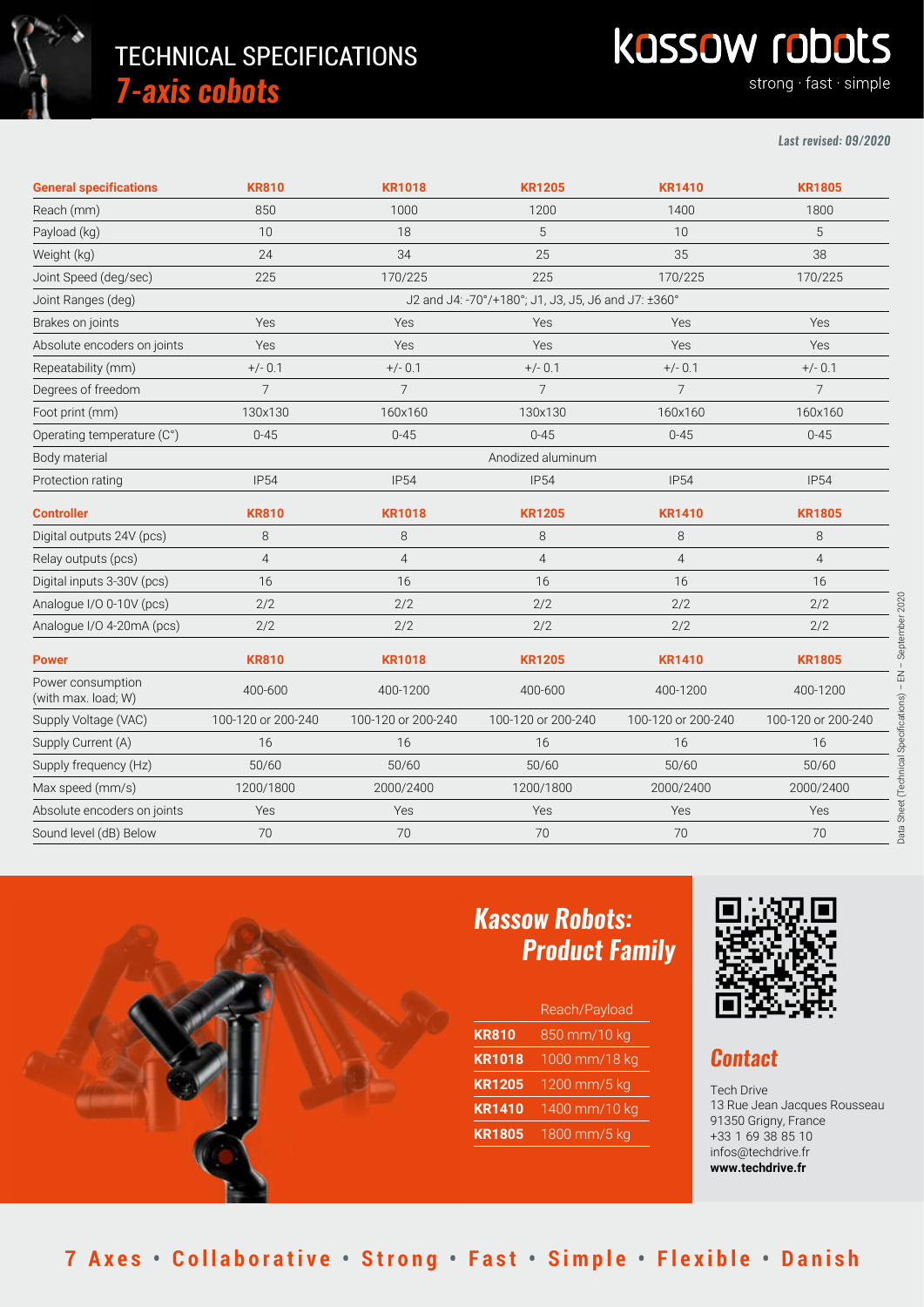# TECHNICAL SPECIFICATIONS
## *7-axis cobots*

kassow robots
strong · fast · simple

***Last revised: 09/2020***

| General specifications | KR810 | KR1018 | KR1205 | KR1410 | KR1805 |
|---|---|---|---|---|---|
| Reach (mm) | 850 | 1000 | 1200 | 1400 | 1800 |
| Payload (kg) | 10 | 18 | 5 | 10 | 5 |
| Weight (kg) | 24 | 34 | 25 | 35 | 38 |
| Joint Speed (deg/sec) | 225 | 170/225 | 225 | 170/225 | 170/225 |
| Joint Ranges (deg) | J2 and J4: -70°/+180°; J1, J3, J5, J6 and J7: ±360° | | | | |
| Brakes on joints | Yes | Yes | Yes | Yes | Yes |
| Absolute encoders on joints | Yes | Yes | Yes | Yes | Yes |
| Repeatability (mm) | +/- 0.1 | +/- 0.1 | +/- 0.1 | +/- 0.1 | +/- 0.1 |
| Degrees of freedom | 7 | 7 | 7 | 7 | 7 |
| Foot print (mm) | 130x130 | 160x160 | 130x130 | 160x160 | 160x160 |
| Operating temperature (C°) | 0-45 | 0-45 | 0-45 | 0-45 | 0-45 |
| Body material | Anodized aluminum | | | | |
| Protection rating | IP54 | IP54 | IP54 | IP54 | IP54 |
| **Controller** | **KR810** | **KR1018** | **KR1205** | **KR1410** | **KR1805** |
| Digital outputs 24V (pcs) | 8 | 8 | 8 | 8 | 8 |
| Relay outputs (pcs) | 4 | 4 | 4 | 4 | 4 |
| Digital inputs 3-30V (pcs) | 16 | 16 | 16 | 16 | 16 |
| Analogue I/O 0-10V (pcs) | 2/2 | 2/2 | 2/2 | 2/2 | 2/2 |
| Analogue I/O 4-20mA (pcs) | 2/2 | 2/2 | 2/2 | 2/2 | 2/2 |
| **Power** | **KR810** | **KR1018** | **KR1205** | **KR1410** | **KR1805** |
| Power consumption (with max. load; W) | 400-600 | 400-1200 | 400-600 | 400-1200 | 400-1200 |
| Supply Voltage (VAC) | 100-120 or 200-240 | 100-120 or 200-240 | 100-120 or 200-240 | 100-120 or 200-240 | 100-120 or 200-240 |
| Supply Current (A) | 16 | 16 | 16 | 16 | 16 |
| Supply frequency (Hz) | 50/60 | 50/60 | 50/60 | 50/60 | 50/60 |
| Max speed (mm/s) | 1200/1800 | 2000/2400 | 1200/1800 | 2000/2400 | 2000/2400 |
| Absolute encoders on joints | Yes | Yes | Yes | Yes | Yes |
| Sound level (dB) Below | 70 | 70 | 70 | 70 | 70 |

Data Sheet (Technical Specifications) – EN – September 2020

## *Kassow Robots: Product Family*

| | Reach/Payload |
|---|---|
| **KR810** | 850 mm/10 kg |
| **KR1018** | 1000 mm/18 kg |
| **KR1205** | 1200 mm/5 kg |
| **KR1410** | 1400 mm/10 kg |
| **KR1805** | 1800 mm/5 kg |

## *Contact*

Tech Drive
13 Rue Jean Jacques Rousseau
91350 Grigny, France
+33 1 69 38 85 10
infos@techdrive.fr
**www.techdrive.fr**

**7 Axes • Collaborative • Strong • Fast • Simple • Flexible • Danish**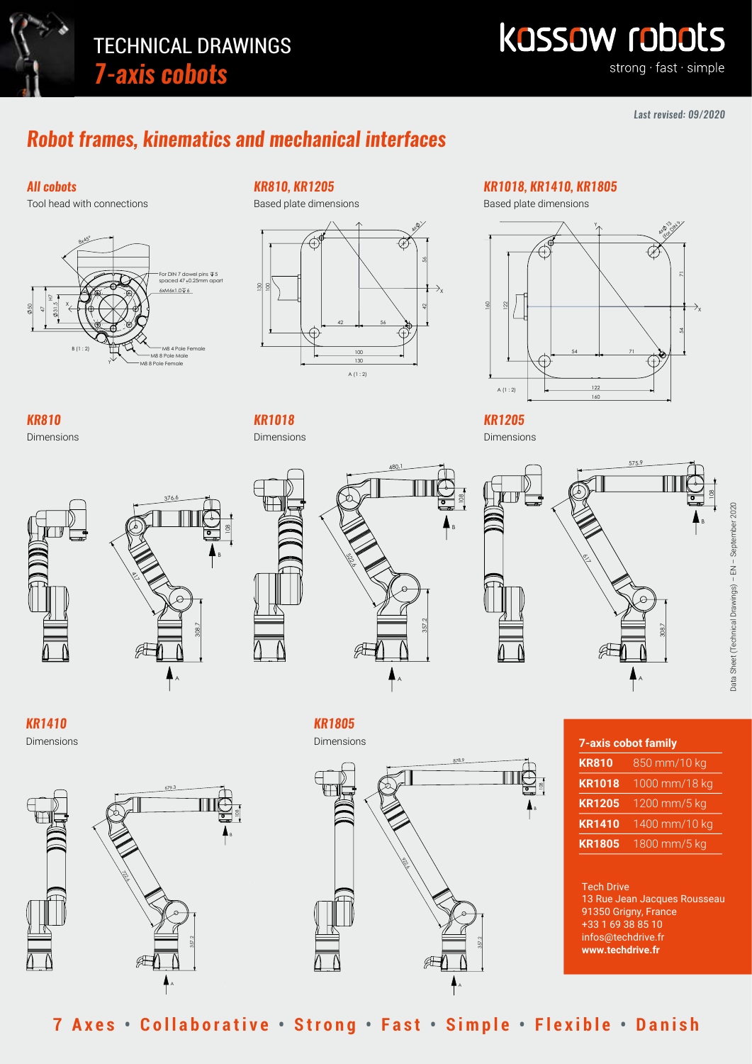# TECHNICAL DRAWINGS
## *7-axis cobots*

kassow robots

strong · fast · simple

*Last revised: 09/2020*

## *Robot frames, kinematics and mechanical interfaces*

### *All cobots*

Tool head with connections

8x45°
For DIN 7 dowel pins ⊽5 spaced 47 +0.25mm apart
6xM6x1.0⊽6
Ø50
47
H7
Ø31.5
X
Y
B (1 : 2)
M8 4 Pole Female
M8 8 Pole Male
M8 8 Pole Female

### *KR810, KR1205*

Based plate dimensions

4xØ11
130
100
56
42
X
42
56
100
130
A (1 : 2)

### *KR1018, KR1410, KR1805*

Based plate dimensions

4xØ13
(For DIN 9)
Y
X
160
122
71
54
54
71
122
160
A (1 : 2)

### *KR810*

Dimensions

376.6
108
B
417
308.7
A

### *KR1018*

Dimensions

480.1
108
B
522.6
357.2
A

### *KR1205*

Dimensions

575.9
108
B
617
308.7
A

### *KR1410*

Dimensions

679.3
108
B
722.6
357.2
A

### *KR1805*

Dimensions

878.9
108
B
922.6
357.2
A

### 7-axis cobot family

| | |
|---|---|
| **KR810** | 850 mm/10 kg |
| **KR1018** | 1000 mm/18 kg |
| **KR1205** | 1200 mm/5 kg |
| **KR1410** | 1400 mm/10 kg |
| **KR1805** | 1800 mm/5 kg |

Tech Drive
13 Rue Jean Jacques Rousseau
91350 Grigny, France
+33 1 69 38 85 10
infos@techdrive.fr
**www.techdrive.fr**

Data Sheet (Technical Drawings) – EN – September 2020

**7 Axes • Collaborative • Strong • Fast • Simple • Flexible • Danish**